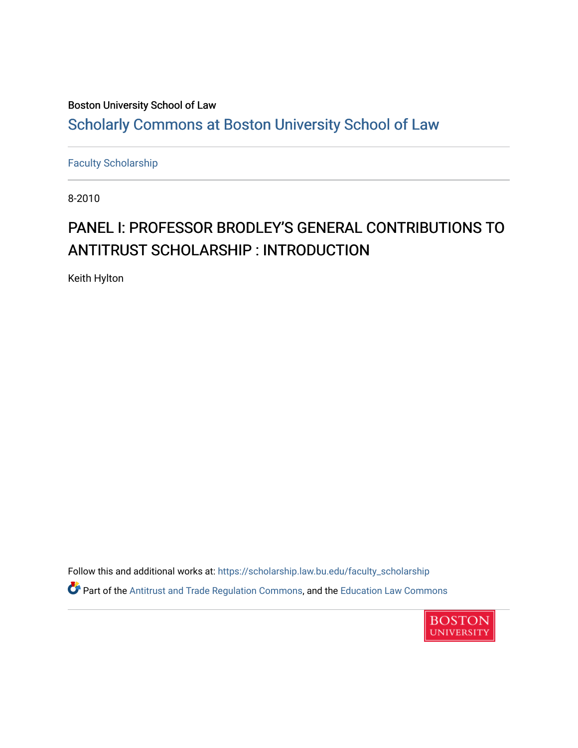Boston University School of Law

## Scholarly Commons at Boston University School of Law

Faculty Scholarship

8-2010

# PANEL I: PROFESSOR BRODLEY'S GENERAL CONTRIBUTIONS TO ANTITRUST SCHOLARSHIP : INTRODUCTION

Keith Hylton

Follow this and additional works at: https://scholarship.law.bu.edu/faculty_scholarship

Part of the Antitrust and Trade Regulation Commons, and the Education Law Commons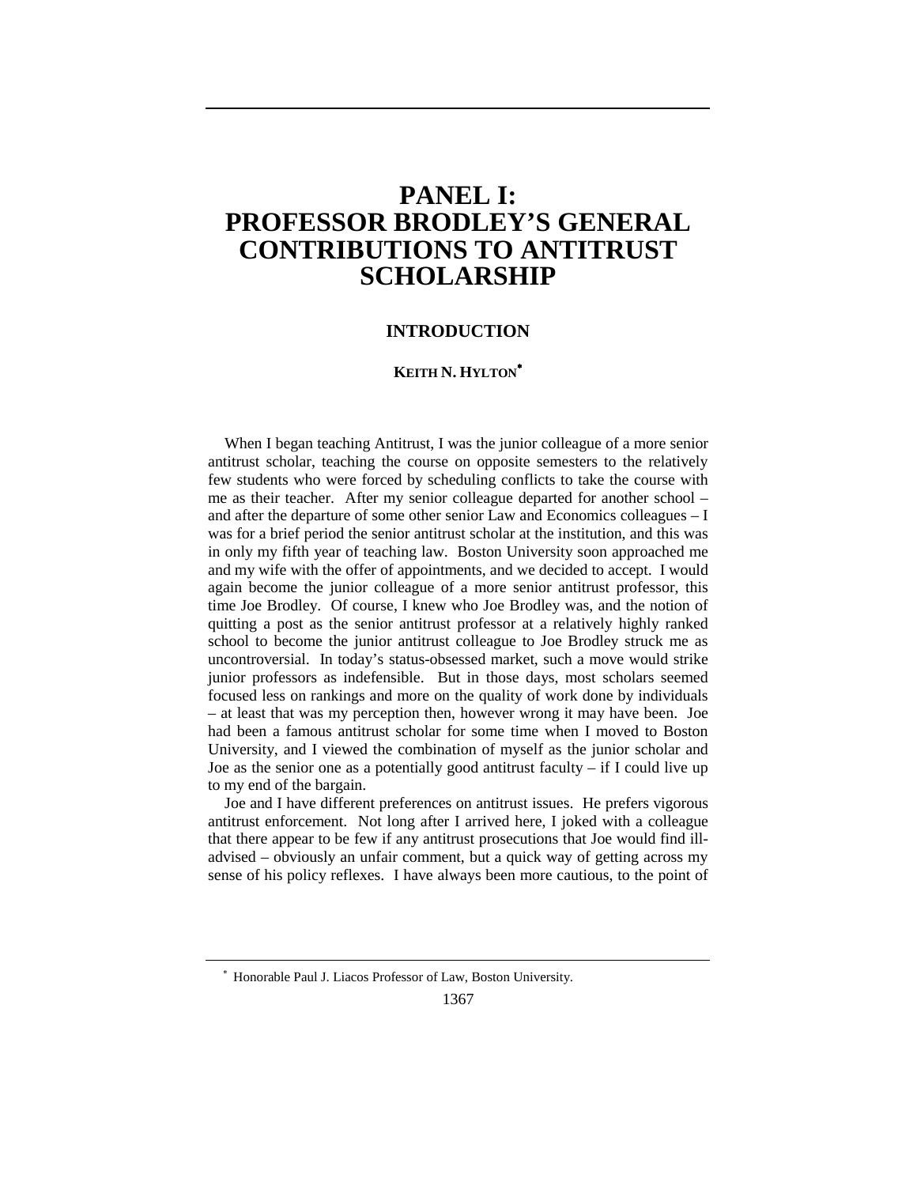# PANEL I: PROFESSOR BRODLEY'S GENERAL CONTRIBUTIONS TO ANTITRUST SCHOLARSHIP

## INTRODUCTION

**KEITH N. HYLTON**[*]

When I began teaching Antitrust, I was the junior colleague of a more senior antitrust scholar, teaching the course on opposite semesters to the relatively few students who were forced by scheduling conflicts to take the course with me as their teacher. After my senior colleague departed for another school – and after the departure of some other senior Law and Economics colleagues – I was for a brief period the senior antitrust scholar at the institution, and this was in only my fifth year of teaching law. Boston University soon approached me and my wife with the offer of appointments, and we decided to accept. I would again become the junior colleague of a more senior antitrust professor, this time Joe Brodley. Of course, I knew who Joe Brodley was, and the notion of quitting a post as the senior antitrust professor at a relatively highly ranked school to become the junior antitrust colleague to Joe Brodley struck me as uncontroversial. In today's status-obsessed market, such a move would strike junior professors as indefensible. But in those days, most scholars seemed focused less on rankings and more on the quality of work done by individuals – at least that was my perception then, however wrong it may have been. Joe had been a famous antitrust scholar for some time when I moved to Boston University, and I viewed the combination of myself as the junior scholar and Joe as the senior one as a potentially good antitrust faculty – if I could live up to my end of the bargain.

Joe and I have different preferences on antitrust issues. He prefers vigorous antitrust enforcement. Not long after I arrived here, I joked with a colleague that there appear to be few if any antitrust prosecutions that Joe would find ill-advised – obviously an unfair comment, but a quick way of getting across my sense of his policy reflexes. I have always been more cautious, to the point of

[*] Honorable Paul J. Liacos Professor of Law, Boston University.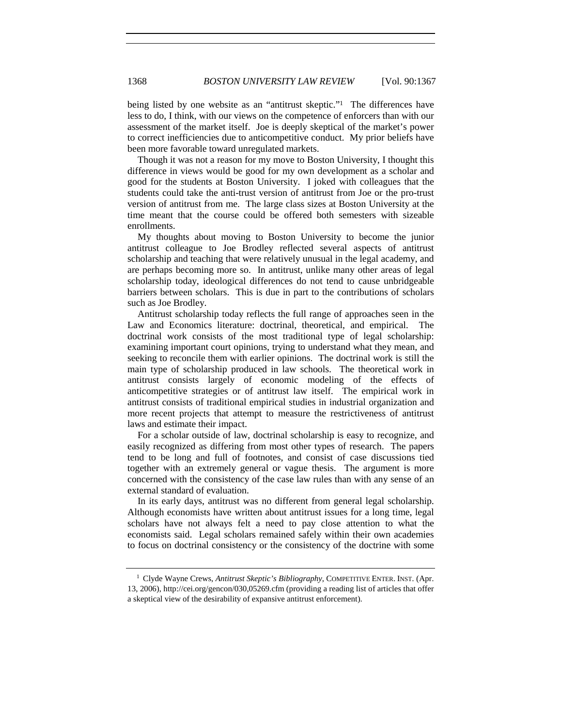being listed by one website as an "antitrust skeptic."[1] The differences have less to do, I think, with our views on the competence of enforcers than with our assessment of the market itself. Joe is deeply skeptical of the market's power to correct inefficiencies due to anticompetitive conduct. My prior beliefs have been more favorable toward unregulated markets.

Though it was not a reason for my move to Boston University, I thought this difference in views would be good for my own development as a scholar and good for the students at Boston University. I joked with colleagues that the students could take the anti-trust version of antitrust from Joe or the pro-trust version of antitrust from me. The large class sizes at Boston University at the time meant that the course could be offered both semesters with sizeable enrollments.

My thoughts about moving to Boston University to become the junior antitrust colleague to Joe Brodley reflected several aspects of antitrust scholarship and teaching that were relatively unusual in the legal academy, and are perhaps becoming more so. In antitrust, unlike many other areas of legal scholarship today, ideological differences do not tend to cause unbridgeable barriers between scholars. This is due in part to the contributions of scholars such as Joe Brodley.

Antitrust scholarship today reflects the full range of approaches seen in the Law and Economics literature: doctrinal, theoretical, and empirical. The doctrinal work consists of the most traditional type of legal scholarship: examining important court opinions, trying to understand what they mean, and seeking to reconcile them with earlier opinions. The doctrinal work is still the main type of scholarship produced in law schools. The theoretical work in antitrust consists largely of economic modeling of the effects of anticompetitive strategies or of antitrust law itself. The empirical work in antitrust consists of traditional empirical studies in industrial organization and more recent projects that attempt to measure the restrictiveness of antitrust laws and estimate their impact.

For a scholar outside of law, doctrinal scholarship is easy to recognize, and easily recognized as differing from most other types of research. The papers tend to be long and full of footnotes, and consist of case discussions tied together with an extremely general or vague thesis. The argument is more concerned with the consistency of the case law rules than with any sense of an external standard of evaluation.

In its early days, antitrust was no different from general legal scholarship. Although economists have written about antitrust issues for a long time, legal scholars have not always felt a need to pay close attention to what the economists said. Legal scholars remained safely within their own academies to focus on doctrinal consistency or the consistency of the doctrine with some

---

[1] Clyde Wayne Crews, *Antitrust Skeptic's Bibliography*, COMPETITIVE ENTER. INST. (Apr. 13, 2006), http://cei.org/gencon/030,05269.cfm (providing a reading list of articles that offer a skeptical view of the desirability of expansive antitrust enforcement).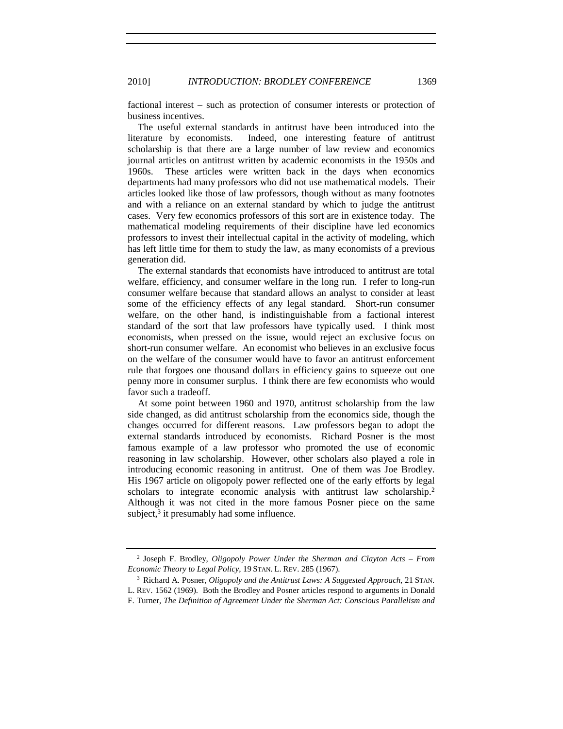factional interest – such as protection of consumer interests or protection of business incentives.

The useful external standards in antitrust have been introduced into the literature by economists. Indeed, one interesting feature of antitrust scholarship is that there are a large number of law review and economics journal articles on antitrust written by academic economists in the 1950s and 1960s. These articles were written back in the days when economics departments had many professors who did not use mathematical models. Their articles looked like those of law professors, though without as many footnotes and with a reliance on an external standard by which to judge the antitrust cases. Very few economics professors of this sort are in existence today. The mathematical modeling requirements of their discipline have led economics professors to invest their intellectual capital in the activity of modeling, which has left little time for them to study the law, as many economists of a previous generation did.

The external standards that economists have introduced to antitrust are total welfare, efficiency, and consumer welfare in the long run. I refer to long-run consumer welfare because that standard allows an analyst to consider at least some of the efficiency effects of any legal standard. Short-run consumer welfare, on the other hand, is indistinguishable from a factional interest standard of the sort that law professors have typically used. I think most economists, when pressed on the issue, would reject an exclusive focus on short-run consumer welfare. An economist who believes in an exclusive focus on the welfare of the consumer would have to favor an antitrust enforcement rule that forgoes one thousand dollars in efficiency gains to squeeze out one penny more in consumer surplus. I think there are few economists who would favor such a tradeoff.

At some point between 1960 and 1970, antitrust scholarship from the law side changed, as did antitrust scholarship from the economics side, though the changes occurred for different reasons. Law professors began to adopt the external standards introduced by economists. Richard Posner is the most famous example of a law professor who promoted the use of economic reasoning in law scholarship. However, other scholars also played a role in introducing economic reasoning in antitrust. One of them was Joe Brodley. His 1967 article on oligopoly power reflected one of the early efforts by legal scholars to integrate economic analysis with antitrust law scholarship.[2] Although it was not cited in the more famous Posner piece on the same subject,[3] it presumably had some influence.

---

[2] Joseph F. Brodley, *Oligopoly Power Under the Sherman and Clayton Acts – From Economic Theory to Legal Policy*, 19 STAN. L. REV. 285 (1967).

[3] Richard A. Posner, *Oligopoly and the Antitrust Laws: A Suggested Approach*, 21 STAN. L. REV. 1562 (1969). Both the Brodley and Posner articles respond to arguments in Donald F. Turner, *The Definition of Agreement Under the Sherman Act: Conscious Parallelism and*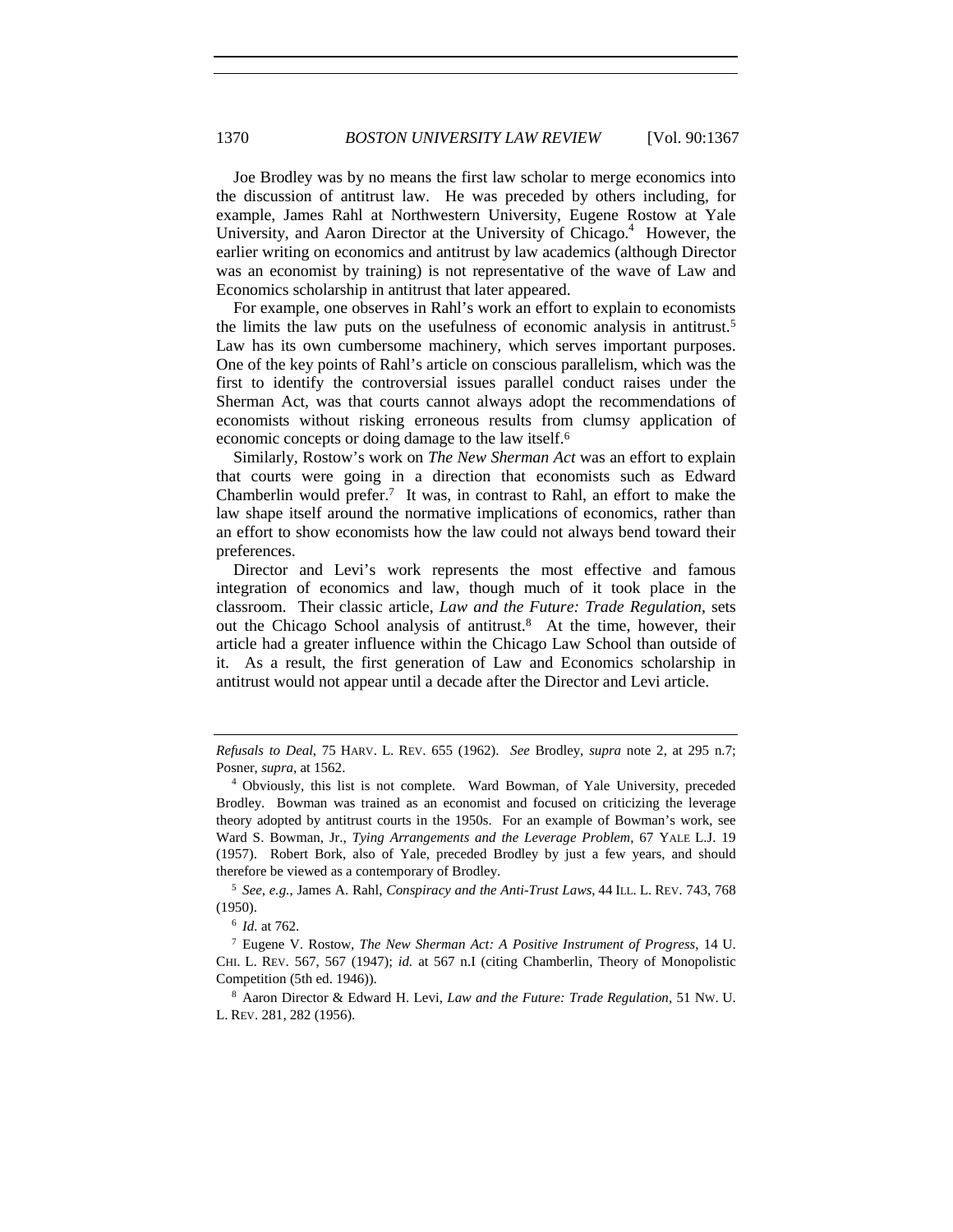Joe Brodley was by no means the first law scholar to merge economics into the discussion of antitrust law. He was preceded by others including, for example, James Rahl at Northwestern University, Eugene Rostow at Yale University, and Aaron Director at the University of Chicago.[4] However, the earlier writing on economics and antitrust by law academics (although Director was an economist by training) is not representative of the wave of Law and Economics scholarship in antitrust that later appeared.

For example, one observes in Rahl's work an effort to explain to economists the limits the law puts on the usefulness of economic analysis in antitrust.[5] Law has its own cumbersome machinery, which serves important purposes. One of the key points of Rahl's article on conscious parallelism, which was the first to identify the controversial issues parallel conduct raises under the Sherman Act, was that courts cannot always adopt the recommendations of economists without risking erroneous results from clumsy application of economic concepts or doing damage to the law itself.[6]

Similarly, Rostow's work on *The New Sherman Act* was an effort to explain that courts were going in a direction that economists such as Edward Chamberlin would prefer.[7] It was, in contrast to Rahl, an effort to make the law shape itself around the normative implications of economics, rather than an effort to show economists how the law could not always bend toward their preferences.

Director and Levi's work represents the most effective and famous integration of economics and law, though much of it took place in the classroom. Their classic article, *Law and the Future: Trade Regulation*, sets out the Chicago School analysis of antitrust.[8] At the time, however, their article had a greater influence within the Chicago Law School than outside of it. As a result, the first generation of Law and Economics scholarship in antitrust would not appear until a decade after the Director and Levi article.

---

*Refusals to Deal*, 75 HARV. L. REV. 655 (1962). *See* Brodley, *supra* note 2, at 295 n.7; Posner, *supra*, at 1562.

[4] Obviously, this list is not complete. Ward Bowman, of Yale University, preceded Brodley. Bowman was trained as an economist and focused on criticizing the leverage theory adopted by antitrust courts in the 1950s. For an example of Bowman's work, see Ward S. Bowman, Jr., *Tying Arrangements and the Leverage Problem*, 67 YALE L.J. 19 (1957). Robert Bork, also of Yale, preceded Brodley by just a few years, and should therefore be viewed as a contemporary of Brodley.

[5] *See, e.g.*, James A. Rahl, *Conspiracy and the Anti-Trust Laws*, 44 ILL. L. REV. 743, 768 (1950).

[6] *Id.* at 762.

[7] Eugene V. Rostow, *The New Sherman Act: A Positive Instrument of Progress*, 14 U. CHI. L. REV. 567, 567 (1947); *id.* at 567 n.I (citing Chamberlin, Theory of Monopolistic Competition (5th ed. 1946)).

[8] Aaron Director & Edward H. Levi, *Law and the Future: Trade Regulation*, 51 NW. U. L. REV. 281, 282 (1956).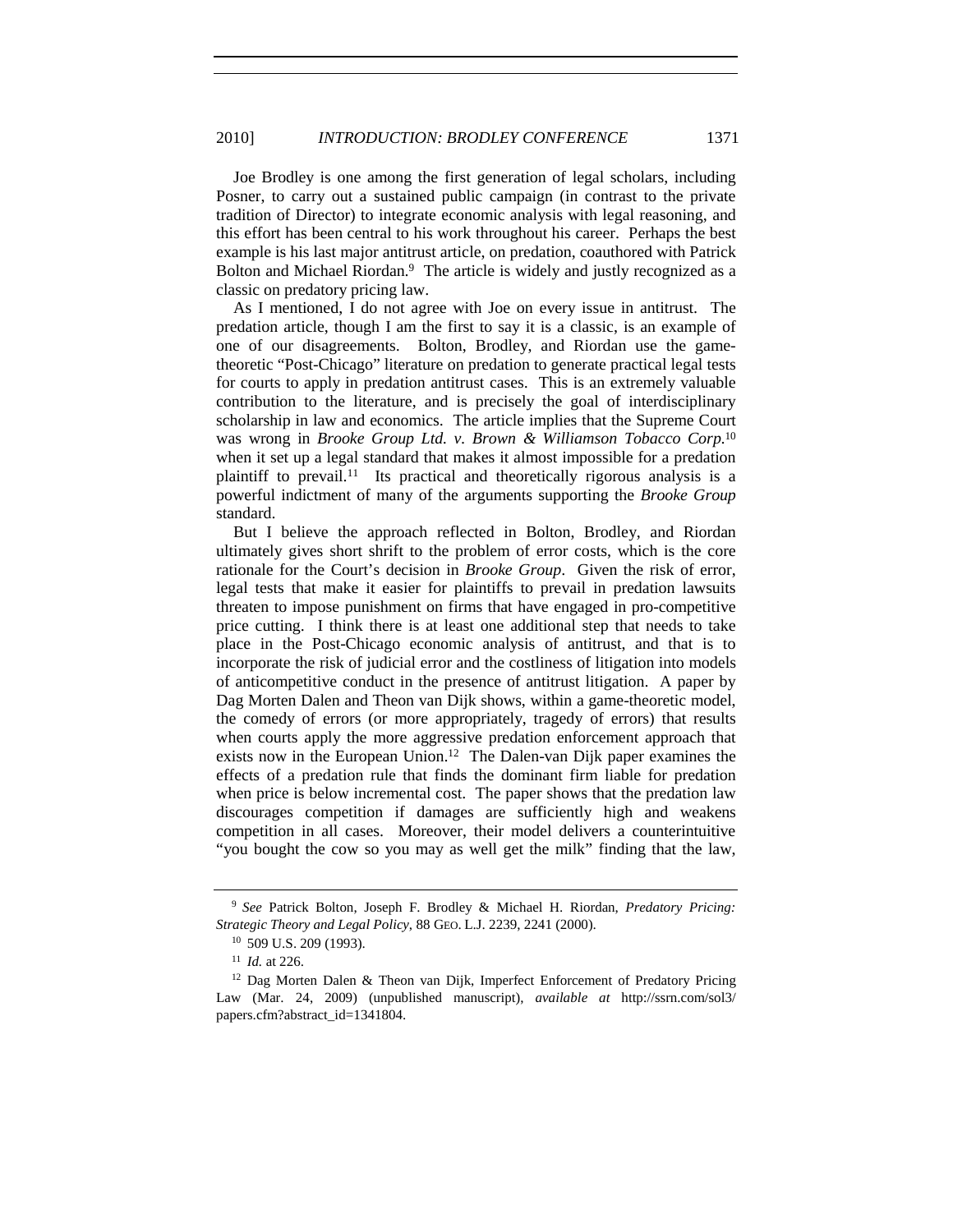Joe Brodley is one among the first generation of legal scholars, including Posner, to carry out a sustained public campaign (in contrast to the private tradition of Director) to integrate economic analysis with legal reasoning, and this effort has been central to his work throughout his career. Perhaps the best example is his last major antitrust article, on predation, coauthored with Patrick Bolton and Michael Riordan.[9] The article is widely and justly recognized as a classic on predatory pricing law.

As I mentioned, I do not agree with Joe on every issue in antitrust. The predation article, though I am the first to say it is a classic, is an example of one of our disagreements. Bolton, Brodley, and Riordan use the game-theoretic "Post-Chicago" literature on predation to generate practical legal tests for courts to apply in predation antitrust cases. This is an extremely valuable contribution to the literature, and is precisely the goal of interdisciplinary scholarship in law and economics. The article implies that the Supreme Court was wrong in *Brooke Group Ltd. v. Brown & Williamson Tobacco Corp.*[10] when it set up a legal standard that makes it almost impossible for a predation plaintiff to prevail.[11] Its practical and theoretically rigorous analysis is a powerful indictment of many of the arguments supporting the *Brooke Group* standard.

But I believe the approach reflected in Bolton, Brodley, and Riordan ultimately gives short shrift to the problem of error costs, which is the core rationale for the Court's decision in *Brooke Group*. Given the risk of error, legal tests that make it easier for plaintiffs to prevail in predation lawsuits threaten to impose punishment on firms that have engaged in pro-competitive price cutting. I think there is at least one additional step that needs to take place in the Post-Chicago economic analysis of antitrust, and that is to incorporate the risk of judicial error and the costliness of litigation into models of anticompetitive conduct in the presence of antitrust litigation. A paper by Dag Morten Dalen and Theon van Dijk shows, within a game-theoretic model, the comedy of errors (or more appropriately, tragedy of errors) that results when courts apply the more aggressive predation enforcement approach that exists now in the European Union.[12] The Dalen-van Dijk paper examines the effects of a predation rule that finds the dominant firm liable for predation when price is below incremental cost. The paper shows that the predation law discourages competition if damages are sufficiently high and weakens competition in all cases. Moreover, their model delivers a counterintuitive "you bought the cow so you may as well get the milk" finding that the law,

---

[9] *See* Patrick Bolton, Joseph F. Brodley & Michael H. Riordan, *Predatory Pricing: Strategic Theory and Legal Policy*, 88 GEO. L.J. 2239, 2241 (2000).

[10] 509 U.S. 209 (1993).

[11] *Id.* at 226.

[12] Dag Morten Dalen & Theon van Dijk, Imperfect Enforcement of Predatory Pricing Law (Mar. 24, 2009) (unpublished manuscript), *available at* http://ssrn.com/sol3/papers.cfm?abstract_id=1341804.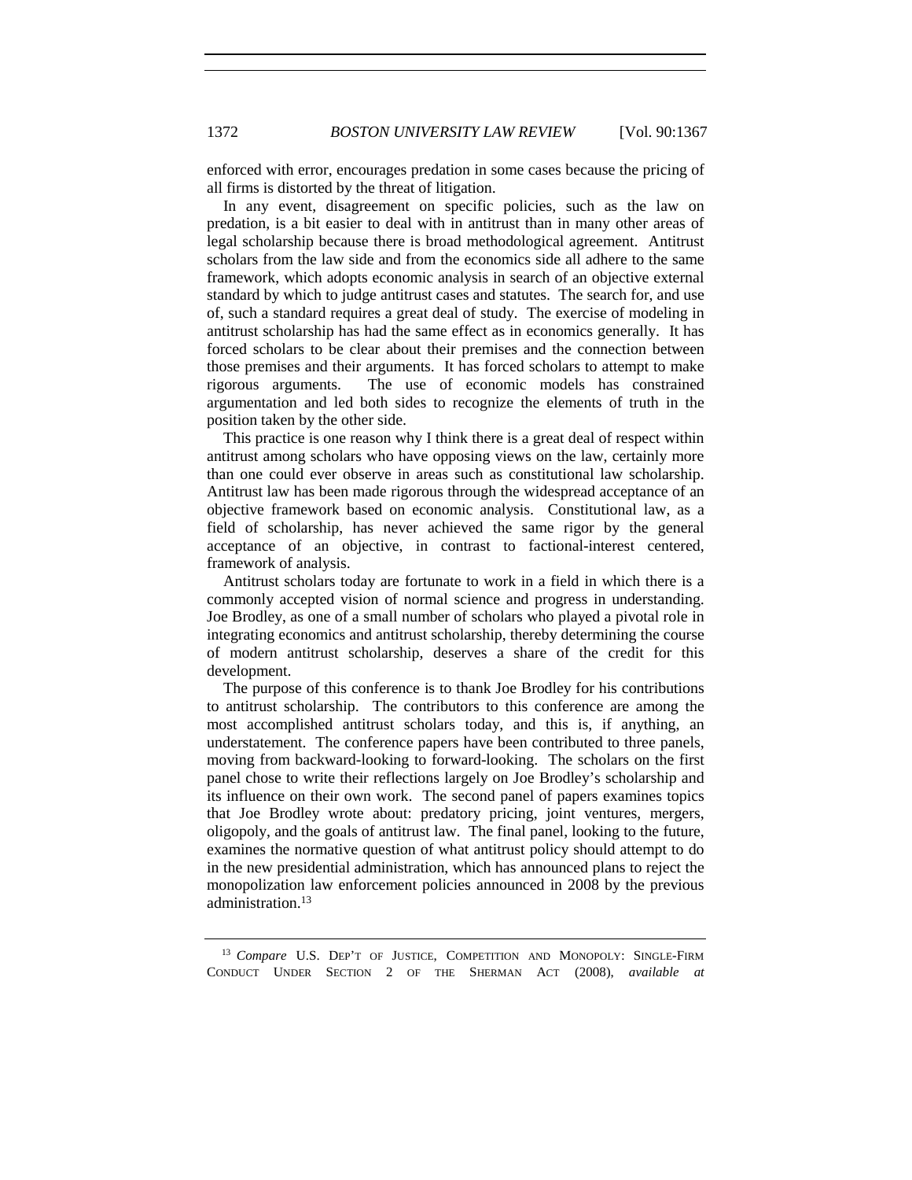enforced with error, encourages predation in some cases because the pricing of all firms is distorted by the threat of litigation.

In any event, disagreement on specific policies, such as the law on predation, is a bit easier to deal with in antitrust than in many other areas of legal scholarship because there is broad methodological agreement. Antitrust scholars from the law side and from the economics side all adhere to the same framework, which adopts economic analysis in search of an objective external standard by which to judge antitrust cases and statutes. The search for, and use of, such a standard requires a great deal of study. The exercise of modeling in antitrust scholarship has had the same effect as in economics generally. It has forced scholars to be clear about their premises and the connection between those premises and their arguments. It has forced scholars to attempt to make rigorous arguments. The use of economic models has constrained argumentation and led both sides to recognize the elements of truth in the position taken by the other side.

This practice is one reason why I think there is a great deal of respect within antitrust among scholars who have opposing views on the law, certainly more than one could ever observe in areas such as constitutional law scholarship. Antitrust law has been made rigorous through the widespread acceptance of an objective framework based on economic analysis. Constitutional law, as a field of scholarship, has never achieved the same rigor by the general acceptance of an objective, in contrast to factional-interest centered, framework of analysis.

Antitrust scholars today are fortunate to work in a field in which there is a commonly accepted vision of normal science and progress in understanding. Joe Brodley, as one of a small number of scholars who played a pivotal role in integrating economics and antitrust scholarship, thereby determining the course of modern antitrust scholarship, deserves a share of the credit for this development.

The purpose of this conference is to thank Joe Brodley for his contributions to antitrust scholarship. The contributors to this conference are among the most accomplished antitrust scholars today, and this is, if anything, an understatement. The conference papers have been contributed to three panels, moving from backward-looking to forward-looking. The scholars on the first panel chose to write their reflections largely on Joe Brodley's scholarship and its influence on their own work. The second panel of papers examines topics that Joe Brodley wrote about: predatory pricing, joint ventures, mergers, oligopoly, and the goals of antitrust law. The final panel, looking to the future, examines the normative question of what antitrust policy should attempt to do in the new presidential administration, which has announced plans to reject the monopolization law enforcement policies announced in 2008 by the previous administration.[13]

---

[13] *Compare* U.S. DEP'T OF JUSTICE, COMPETITION AND MONOPOLY: SINGLE-FIRM CONDUCT UNDER SECTION 2 OF THE SHERMAN ACT (2008), *available at*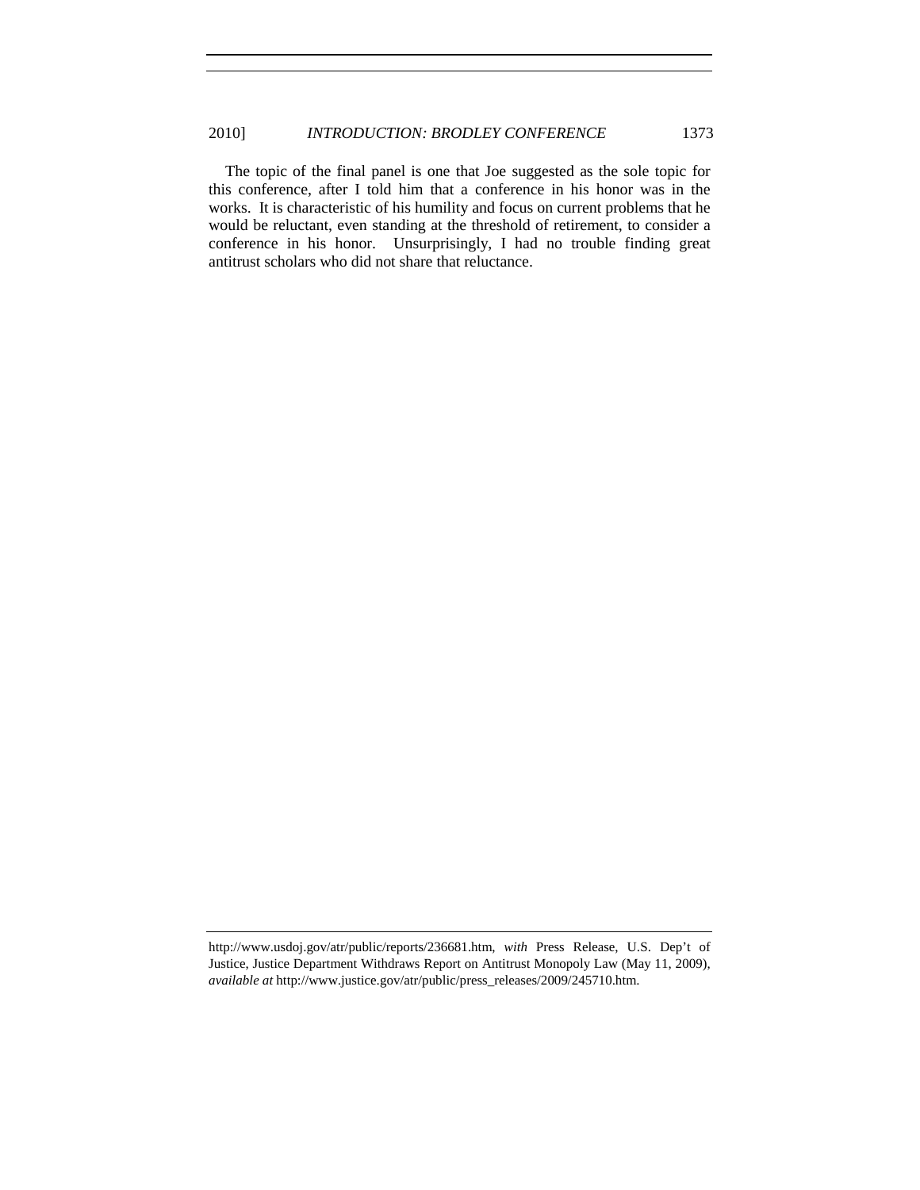The topic of the final panel is one that Joe suggested as the sole topic for this conference, after I told him that a conference in his honor was in the works. It is characteristic of his humility and focus on current problems that he would be reluctant, even standing at the threshold of retirement, to consider a conference in his honor. Unsurprisingly, I had no trouble finding great antitrust scholars who did not share that reluctance.

---

http://www.usdoj.gov/atr/public/reports/236681.htm, *with* Press Release, U.S. Dep't of Justice, Justice Department Withdraws Report on Antitrust Monopoly Law (May 11, 2009), *available at* http://www.justice.gov/atr/public/press_releases/2009/245710.htm.